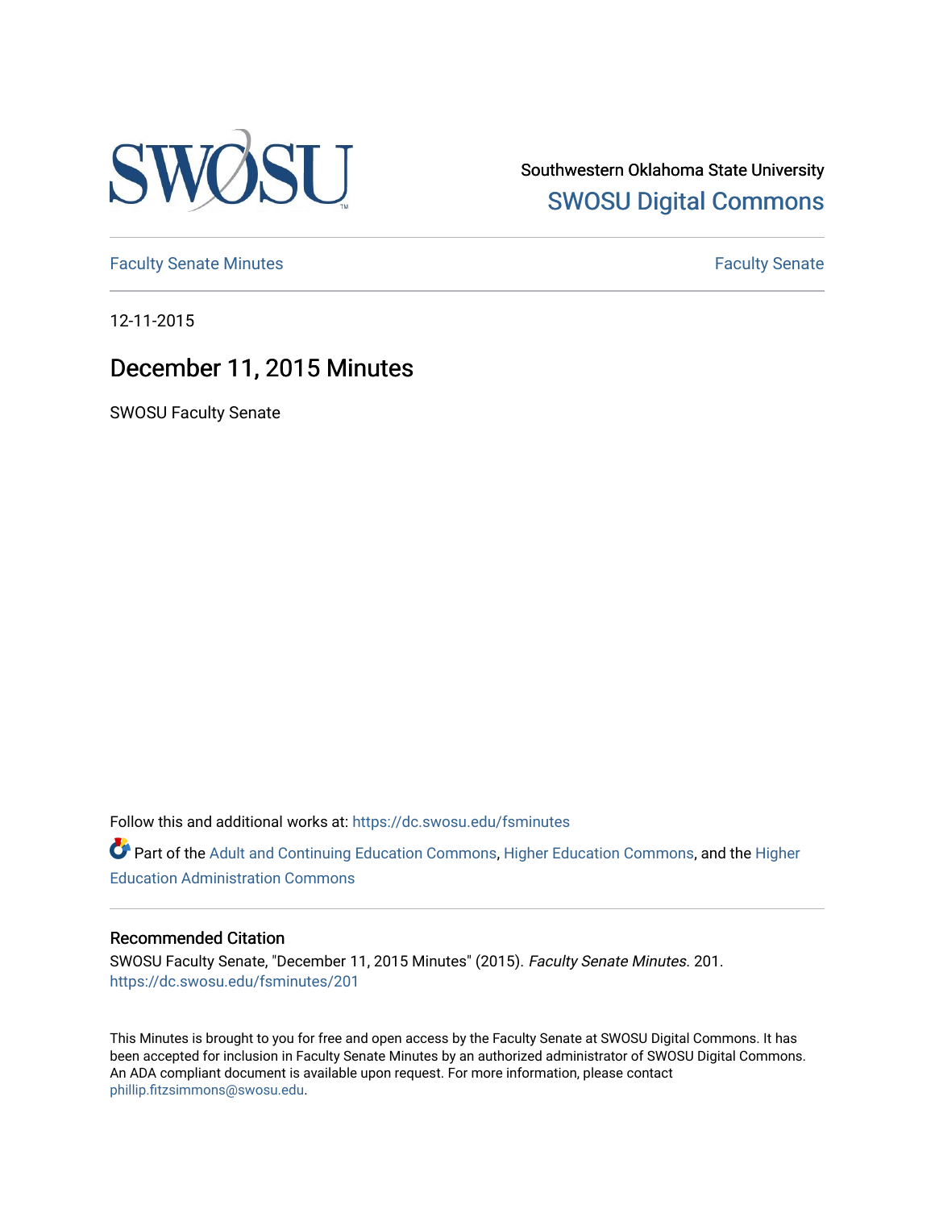Southwestern Oklahoma State University

SWOSU Digital Commons

Faculty Senate Minutes

Faculty Senate

12-11-2015

# December 11, 2015 Minutes

SWOSU Faculty Senate

Follow this and additional works at: https://dc.swosu.edu/fsminutes

Part of the Adult and Continuing Education Commons, Higher Education Commons, and the Higher Education Administration Commons

## Recommended Citation

SWOSU Faculty Senate, "December 11, 2015 Minutes" (2015). *Faculty Senate Minutes*. 201.
https://dc.swosu.edu/fsminutes/201

This Minutes is brought to you for free and open access by the Faculty Senate at SWOSU Digital Commons. It has been accepted for inclusion in Faculty Senate Minutes by an authorized administrator of SWOSU Digital Commons. An ADA compliant document is available upon request. For more information, please contact phillip.fitzsimmons@swosu.edu.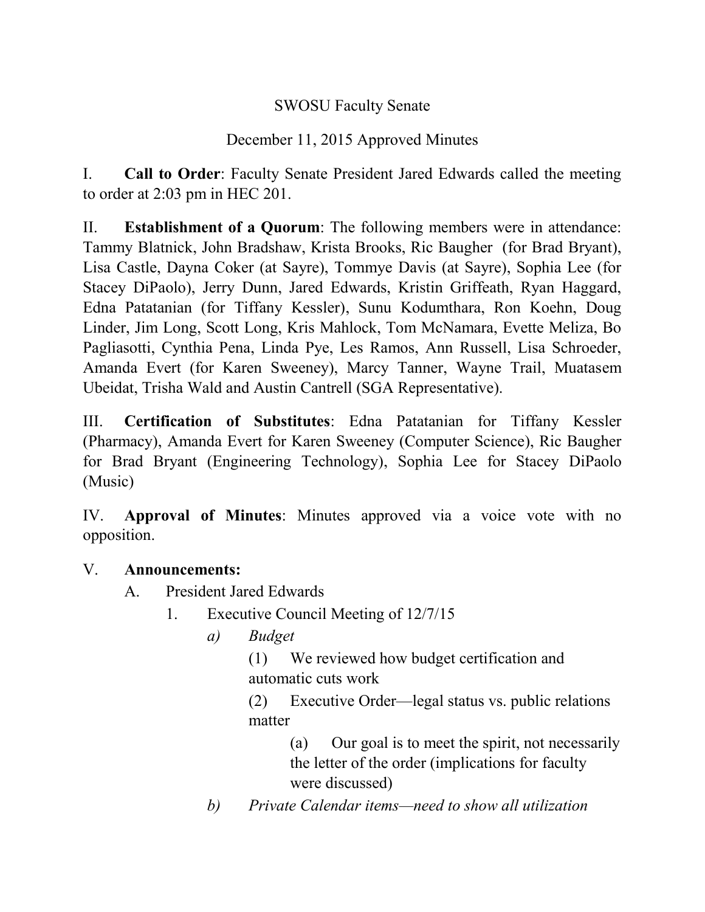SWOSU Faculty Senate

December 11, 2015 Approved Minutes

I. **Call to Order**: Faculty Senate President Jared Edwards called the meeting to order at 2:03 pm in HEC 201.

II. **Establishment of a Quorum**: The following members were in attendance: Tammy Blatnick, John Bradshaw, Krista Brooks, Ric Baugher (for Brad Bryant), Lisa Castle, Dayna Coker (at Sayre), Tommye Davis (at Sayre), Sophia Lee (for Stacey DiPaolo), Jerry Dunn, Jared Edwards, Kristin Griffeath, Ryan Haggard, Edna Patatanian (for Tiffany Kessler), Sunu Kodumthara, Ron Koehn, Doug Linder, Jim Long, Scott Long, Kris Mahlock, Tom McNamara, Evette Meliza, Bo Pagliasotti, Cynthia Pena, Linda Pye, Les Ramos, Ann Russell, Lisa Schroeder, Amanda Evert (for Karen Sweeney), Marcy Tanner, Wayne Trail, Muatasem Ubeidat, Trisha Wald and Austin Cantrell (SGA Representative).

III. **Certification of Substitutes**: Edna Patatanian for Tiffany Kessler (Pharmacy), Amanda Evert for Karen Sweeney (Computer Science), Ric Baugher for Brad Bryant (Engineering Technology), Sophia Lee for Stacey DiPaolo (Music)

IV. **Approval of Minutes**: Minutes approved via a voice vote with no opposition.

V. **Announcements:**

- A. President Jared Edwards
    - 1. Executive Council Meeting of 12/7/15
        - *a) Budget*
            - (1) We reviewed how budget certification and automatic cuts work
            - (2) Executive Order—legal status vs. public relations matter
                - (a) Our goal is to meet the spirit, not necessarily the letter of the order (implications for faculty were discussed)
        - *b) Private Calendar items—need to show all utilization*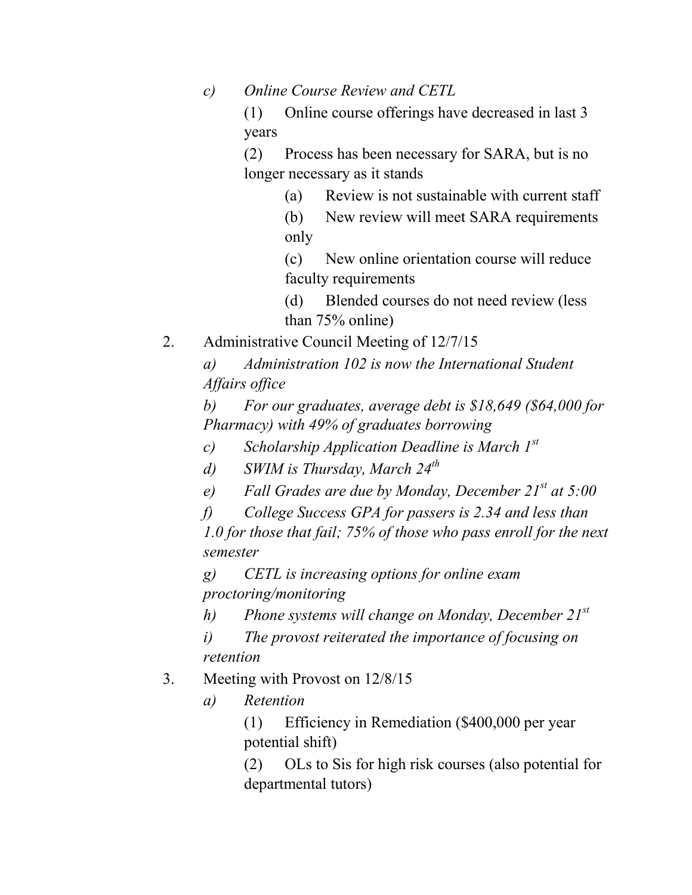c) *Online Course Review and CETL*

(1) Online course offerings have decreased in last 3 years

(2) Process has been necessary for SARA, but is no longer necessary as it stands

(a) Review is not sustainable with current staff

(b) New review will meet SARA requirements only

(c) New online orientation course will reduce faculty requirements

(d) Blended courses do not need review (less than 75% online)

2. Administrative Council Meeting of 12/7/15

a) *Administration 102 is now the International Student Affairs office*

b) *For our graduates, average debt is $18,649 ($64,000 for Pharmacy) with 49% of graduates borrowing*

c) *Scholarship Application Deadline is March 1st*

d) *SWIM is Thursday, March 24th*

e) *Fall Grades are due by Monday, December 21st at 5:00*

f) *College Success GPA for passers is 2.34 and less than 1.0 for those that fail; 75% of those who pass enroll for the next semester*

g) *CETL is increasing options for online exam proctoring/monitoring*

h) *Phone systems will change on Monday, December 21st*

i) *The provost reiterated the importance of focusing on retention*

3. Meeting with Provost on 12/8/15

a) *Retention*

(1) Efficiency in Remediation ($400,000 per year potential shift)

(2) OLs to Sis for high risk courses (also potential for departmental tutors)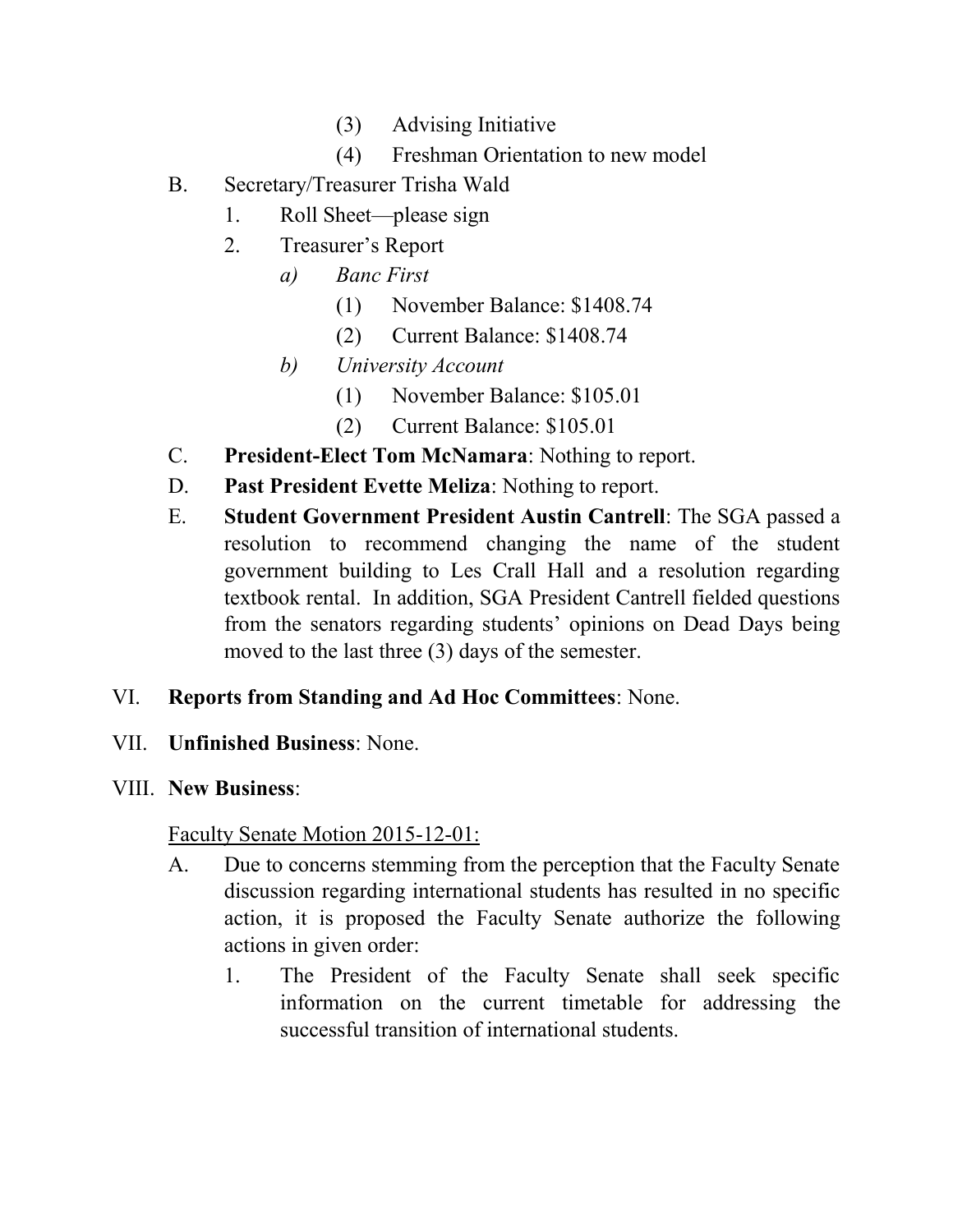(3) Advising Initiative

(4) Freshman Orientation to new model

B. Secretary/Treasurer Trisha Wald

1. Roll Sheet—please sign
2. Treasurer's Report

*a) Banc First*

(1) November Balance: $1408.74

(2) Current Balance: $1408.74

*b) University Account*

(1) November Balance: $105.01

(2) Current Balance: $105.01

C. **President-Elect Tom McNamara**: Nothing to report.

D. **Past President Evette Meliza**: Nothing to report.

E. **Student Government President Austin Cantrell**: The SGA passed a resolution to recommend changing the name of the student government building to Les Crall Hall and a resolution regarding textbook rental. In addition, SGA President Cantrell fielded questions from the senators regarding students' opinions on Dead Days being moved to the last three (3) days of the semester.

VI. **Reports from Standing and Ad Hoc Committees**: None.

VII. **Unfinished Business**: None.

VIII. **New Business**:

<u>Faculty Senate Motion 2015-12-01:</u>

A. Due to concerns stemming from the perception that the Faculty Senate discussion regarding international students has resulted in no specific action, it is proposed the Faculty Senate authorize the following actions in given order:

1. The President of the Faculty Senate shall seek specific information on the current timetable for addressing the successful transition of international students.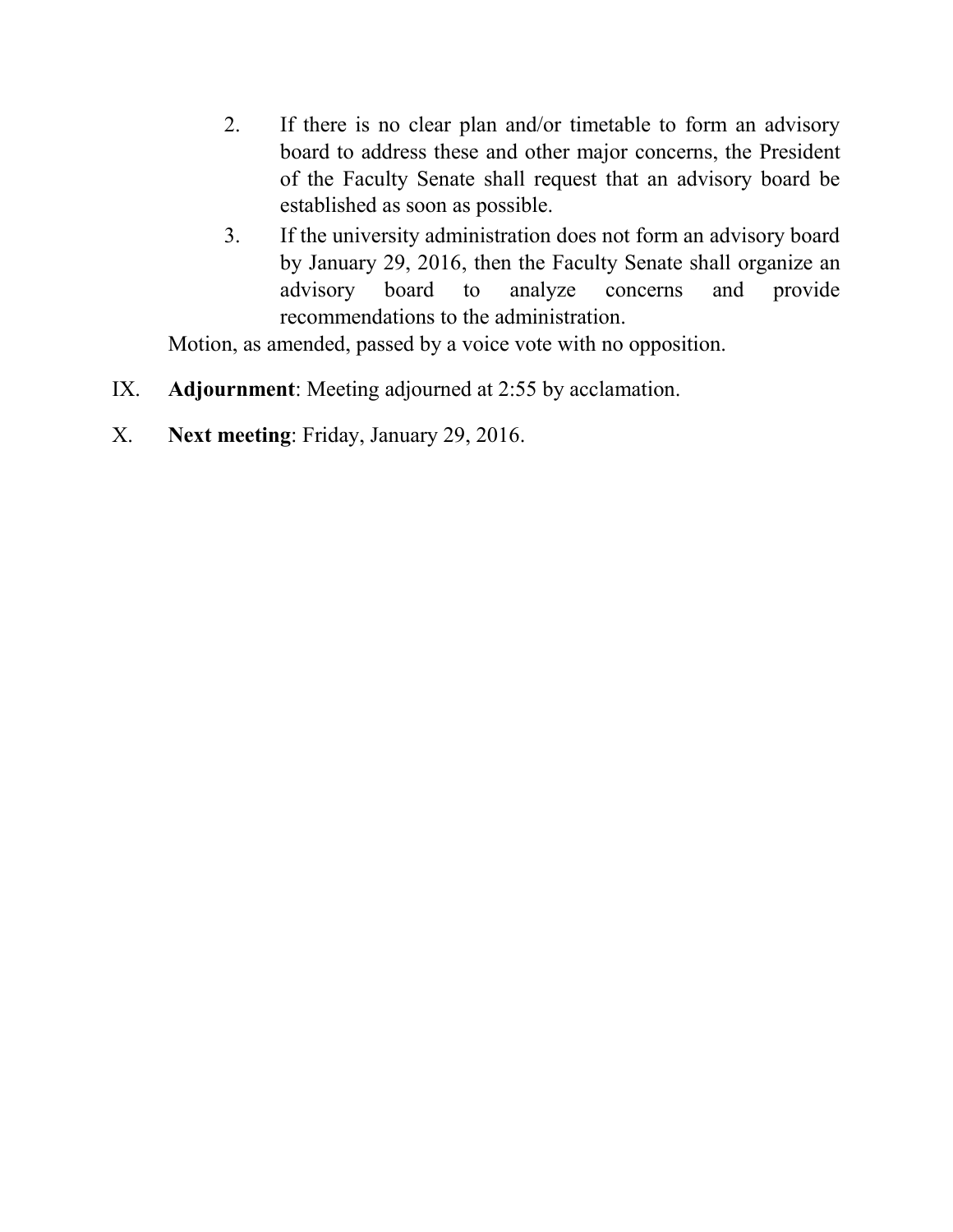2. If there is no clear plan and/or timetable to form an advisory board to address these and other major concerns, the President of the Faculty Senate shall request that an advisory board be established as soon as possible.
3. If the university administration does not form an advisory board by January 29, 2016, then the Faculty Senate shall organize an advisory board to analyze concerns and provide recommendations to the administration.

Motion, as amended, passed by a voice vote with no opposition.

IX. **Adjournment**: Meeting adjourned at 2:55 by acclamation.

X. **Next meeting**: Friday, January 29, 2016.